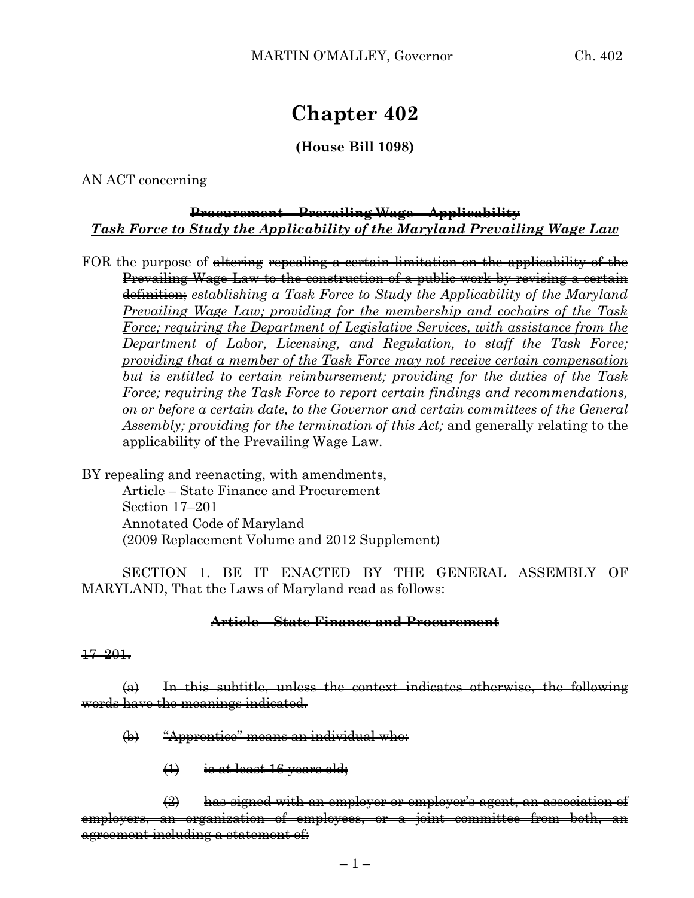# Chapter 402

**(House Bill 1098)**

AN ACT concerning

**~~Procurement – Prevailing Wage – Applicability~~**
***Task Force to Study the Applicability of the Maryland Prevailing Wage Law***

FOR the purpose of ~~altering~~ ~~repealing a certain limitation on the applicability of the Prevailing Wage Law to the construction of a public work by revising a certain definition;~~ *establishing a Task Force to Study the Applicability of the Maryland Prevailing Wage Law; providing for the membership and cochairs of the Task Force; requiring the Department of Legislative Services, with assistance from the Department of Labor, Licensing, and Regulation, to staff the Task Force; providing that a member of the Task Force may not receive certain compensation but is entitled to certain reimbursement; providing for the duties of the Task Force; requiring the Task Force to report certain findings and recommendations, on or before a certain date, to the Governor and certain committees of the General Assembly; providing for the termination of this Act;* and generally relating to the applicability of the Prevailing Wage Law.

~~BY repealing and reenacting, with amendments,~~
~~Article – State Finance and Procurement~~
~~Section 17–201~~
~~Annotated Code of Maryland~~
~~(2009 Replacement Volume and 2012 Supplement)~~

SECTION 1. BE IT ENACTED BY THE GENERAL ASSEMBLY OF MARYLAND, That ~~the Laws of Maryland read as follows~~:

**~~Article – State Finance and Procurement~~**

~~17–201.~~

~~(a) In this subtitle, unless the context indicates otherwise, the following words have the meanings indicated.~~

~~(b) "Apprentice" means an individual who:~~

~~(1) is at least 16 years old;~~

~~(2) has signed with an employer or employer's agent, an association of employers, an organization of employees, or a joint committee from both, an agreement including a statement of:~~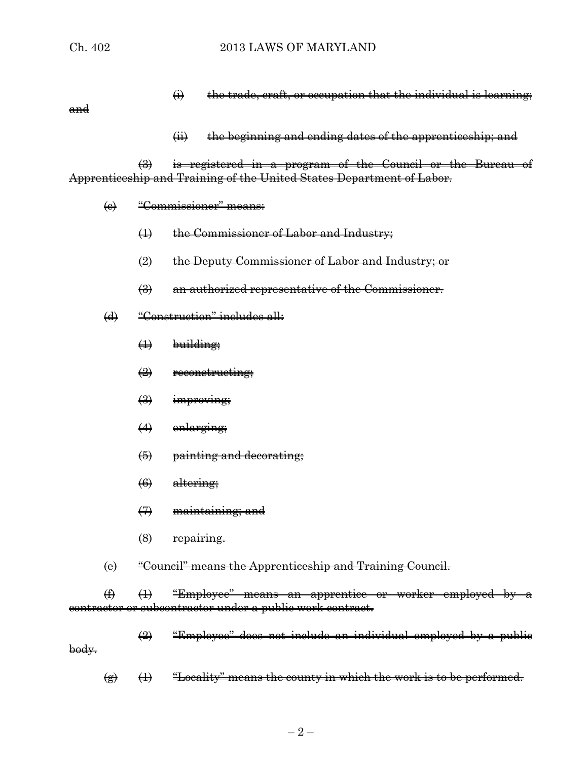~~(i) the trade, craft, or occupation that the individual is learning; and~~

~~(ii) the beginning and ending dates of the apprenticeship; and~~

~~(3) is registered in a program of the Council or the Bureau of Apprenticeship and Training of the United States Department of Labor.~~

~~(c) "Commissioner" means:~~

~~(1) the Commissioner of Labor and Industry;~~

~~(2) the Deputy Commissioner of Labor and Industry; or~~

~~(3) an authorized representative of the Commissioner.~~

~~(d) "Construction" includes all:~~

~~(1) building;~~

~~(2) reconstructing;~~

~~(3) improving;~~

~~(4) enlarging;~~

~~(5) painting and decorating;~~

~~(6) altering;~~

~~(7) maintaining; and~~

~~(8) repairing.~~

~~(e) "Council" means the Apprenticeship and Training Council.~~

~~(f) (1) "Employee" means an apprentice or worker employed by a contractor or subcontractor under a public work contract.~~

~~(2) "Employee" does not include an individual employed by a public body.~~

~~(g) (1) "Locality" means the county in which the work is to be performed.~~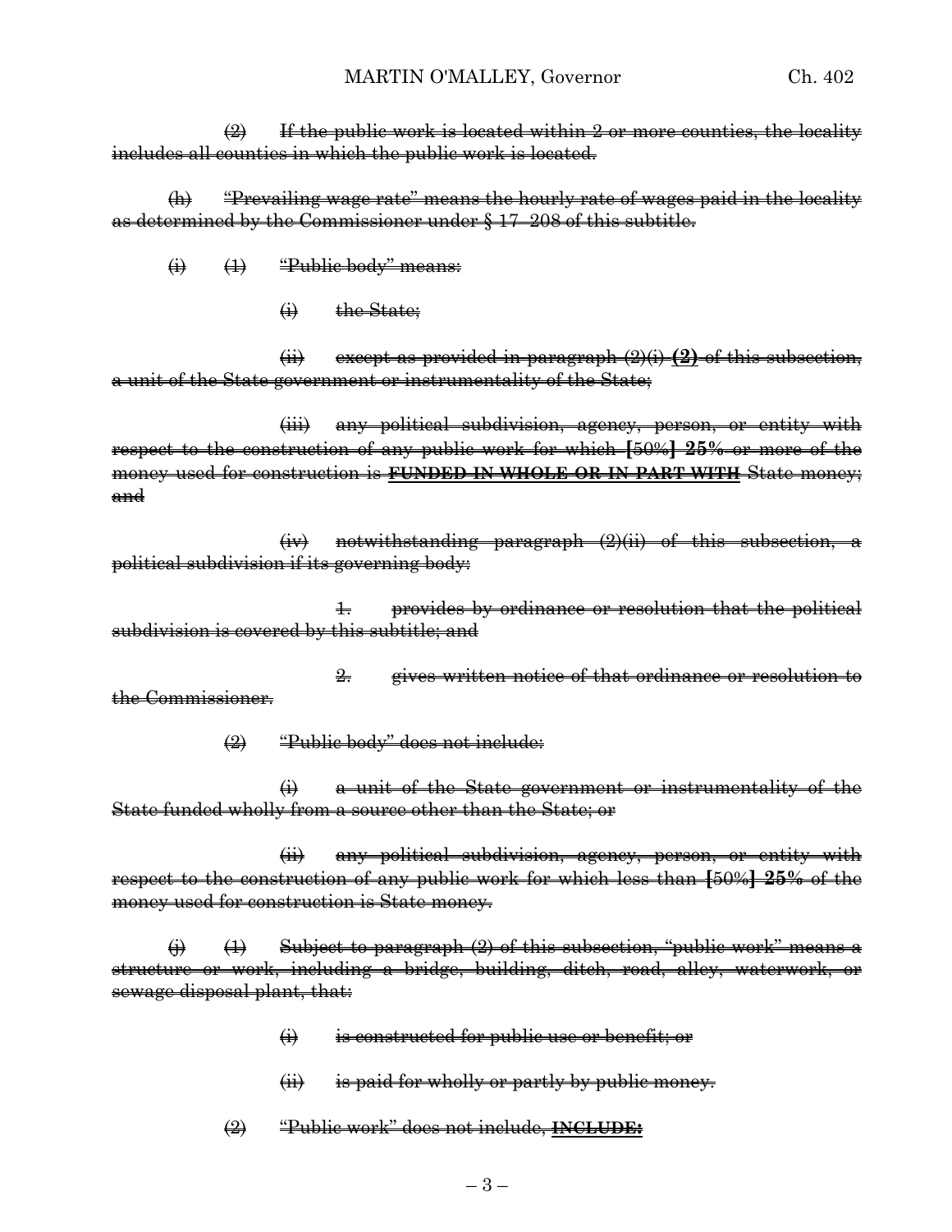(2) If the public work is located within 2 or more counties, the locality includes all counties in which the public work is located.

(h) "Prevailing wage rate" means the hourly rate of wages paid in the locality as determined by the Commissioner under § 17–208 of this subtitle.

(i) (1) "Public body" means:

(i) the State;

(ii) except as provided in paragraph (2)(i) **(2)** of this subsection, a unit of the State government or instrumentality of the State;

(iii) any political subdivision, agency, person, or entity with respect to the construction of any public work for which [50%] **25%** or more of the money used for construction is **FUNDED IN WHOLE OR IN PART WITH** State money; and

(iv) notwithstanding paragraph (2)(ii) of this subsection, a political subdivision if its governing body:

1. provides by ordinance or resolution that the political subdivision is covered by this subtitle; and

2. gives written notice of that ordinance or resolution to the Commissioner.

(2) "Public body" does not include:

(i) a unit of the State government or instrumentality of the State funded wholly from a source other than the State; or

(ii) any political subdivision, agency, person, or entity with respect to the construction of any public work for which less than [50%] **25%** of the money used for construction is State money.

(j) (1) Subject to paragraph (2) of this subsection, "public work" means a structure or work, including a bridge, building, ditch, road, alley, waterwork, or sewage disposal plant, that:

(i) is constructed for public use or benefit; or

(ii) is paid for wholly or partly by public money.

(2) "Public work" does not include, **INCLUDE:**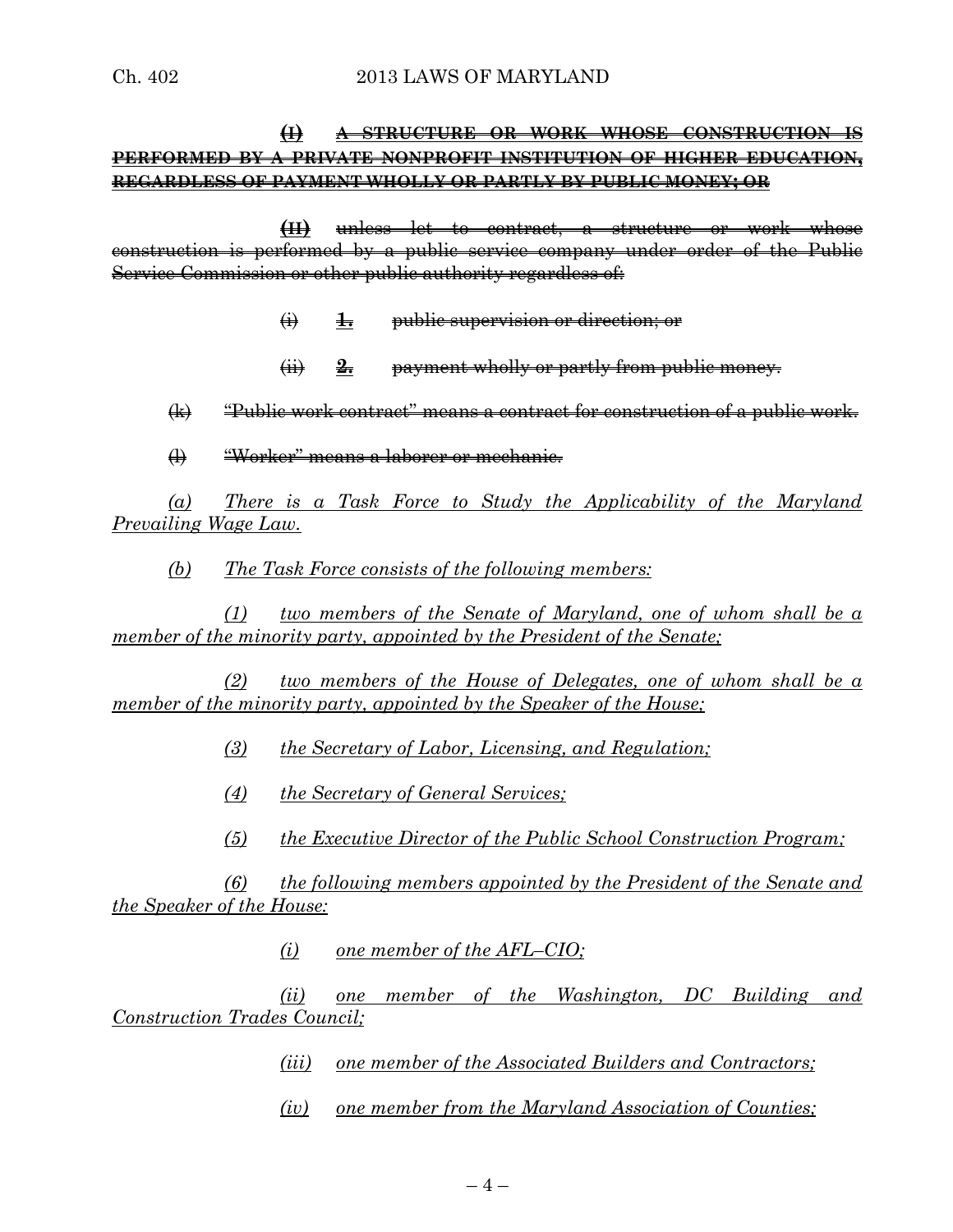~~**(I)** **A STRUCTURE OR WORK WHOSE CONSTRUCTION IS PERFORMED BY A PRIVATE NONPROFIT INSTITUTION OF HIGHER EDUCATION, REGARDLESS OF PAYMENT WHOLLY OR PARTLY BY PUBLIC MONEY; OR**~~

~~**(II)** unless let to contract, a structure or work whose construction is performed by a public service company under order of the Public Service Commission or other public authority regardless of:~~

~~(i) **1.** public supervision or direction; or~~

~~(ii) **2.** payment wholly or partly from public money.~~

~~(k) "Public work contract" means a contract for construction of a public work.~~

~~(l) "Worker" means a laborer or mechanic.~~

*(a) There is a Task Force to Study the Applicability of the Maryland Prevailing Wage Law.*

*(b) The Task Force consists of the following members:*

*(1) two members of the Senate of Maryland, one of whom shall be a member of the minority party, appointed by the President of the Senate;*

*(2) two members of the House of Delegates, one of whom shall be a member of the minority party, appointed by the Speaker of the House;*

*(3) the Secretary of Labor, Licensing, and Regulation;*

*(4) the Secretary of General Services;*

*(5) the Executive Director of the Public School Construction Program;*

*(6) the following members appointed by the President of the Senate and the Speaker of the House:*

*(i) one member of the AFL–CIO;*

*(ii) one member of the Washington, DC Building and Construction Trades Council;*

*(iii) one member of the Associated Builders and Contractors;*

*(iv) one member from the Maryland Association of Counties;*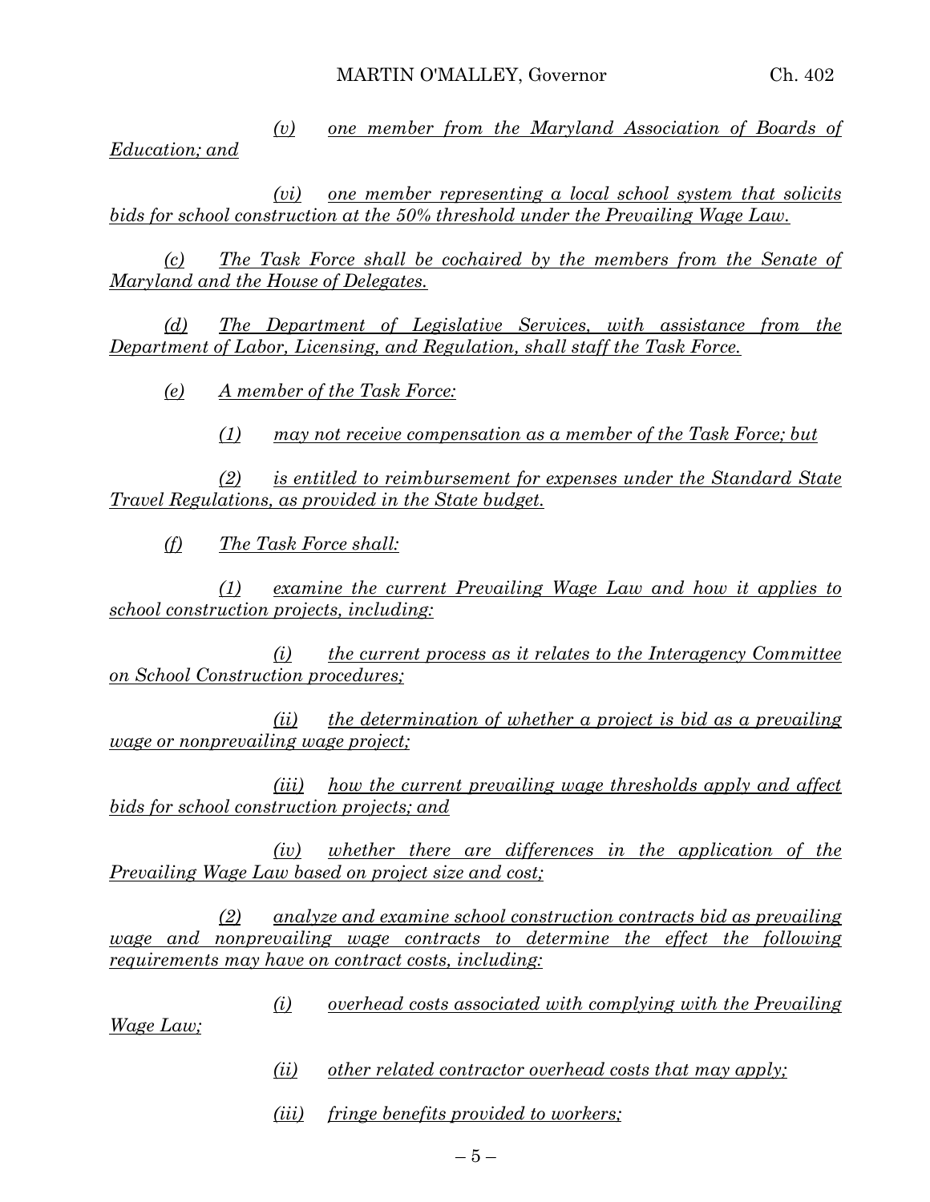*(v) one member from the Maryland Association of Boards of Education; and*

*(vi) one member representing a local school system that solicits bids for school construction at the 50% threshold under the Prevailing Wage Law.*

*(c) The Task Force shall be cochaired by the members from the Senate of Maryland and the House of Delegates.*

*(d) The Department of Legislative Services, with assistance from the Department of Labor, Licensing, and Regulation, shall staff the Task Force.*

*(e) A member of the Task Force:*

*(1) may not receive compensation as a member of the Task Force; but*

*(2) is entitled to reimbursement for expenses under the Standard State Travel Regulations, as provided in the State budget.*

*(f) The Task Force shall:*

*(1) examine the current Prevailing Wage Law and how it applies to school construction projects, including:*

*(i) the current process as it relates to the Interagency Committee on School Construction procedures;*

*(ii) the determination of whether a project is bid as a prevailing wage or nonprevailing wage project;*

*(iii) how the current prevailing wage thresholds apply and affect bids for school construction projects; and*

*(iv) whether there are differences in the application of the Prevailing Wage Law based on project size and cost;*

*(2) analyze and examine school construction contracts bid as prevailing wage and nonprevailing wage contracts to determine the effect the following requirements may have on contract costs, including:*

*(i) overhead costs associated with complying with the Prevailing Wage Law;*

*(ii) other related contractor overhead costs that may apply;*

*(iii) fringe benefits provided to workers;*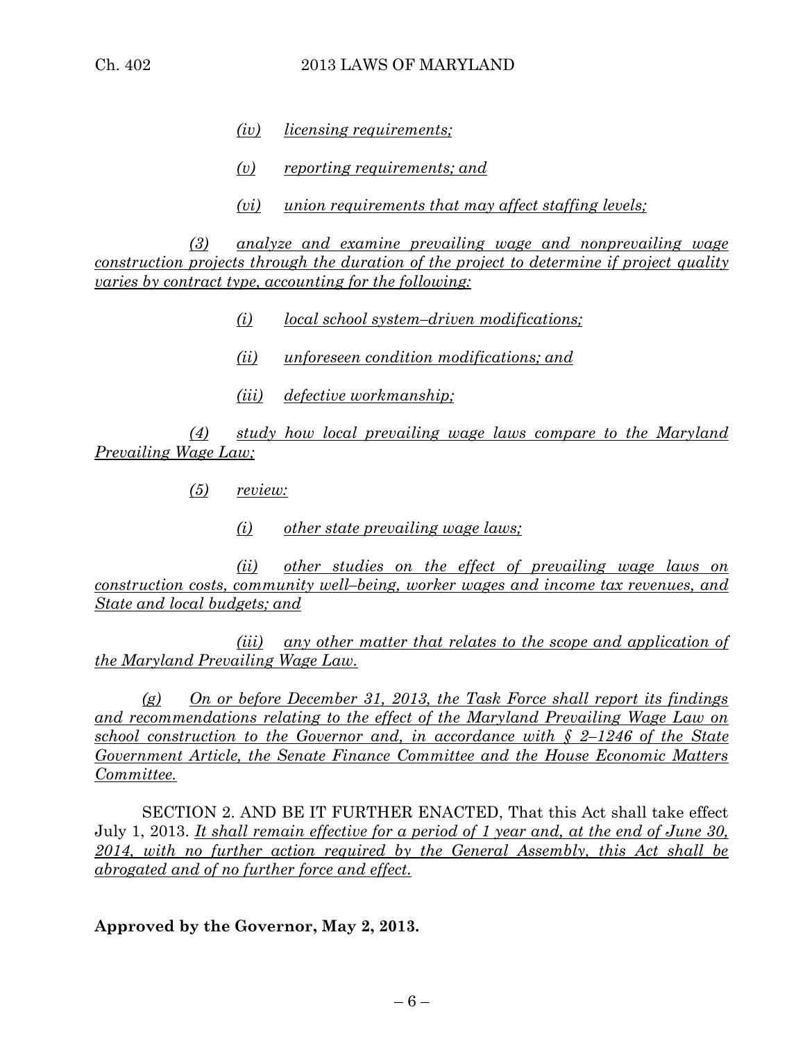*(iv) licensing requirements;*

*(v) reporting requirements; and*

*(vi) union requirements that may affect staffing levels;*

*(3) analyze and examine prevailing wage and nonprevailing wage construction projects through the duration of the project to determine if project quality varies by contract type, accounting for the following:*

*(i) local school system–driven modifications;*

*(ii) unforeseen condition modifications; and*

*(iii) defective workmanship;*

*(4) study how local prevailing wage laws compare to the Maryland Prevailing Wage Law;*

*(5) review:*

*(i) other state prevailing wage laws;*

*(ii) other studies on the effect of prevailing wage laws on construction costs, community well–being, worker wages and income tax revenues, and State and local budgets; and*

*(iii) any other matter that relates to the scope and application of the Maryland Prevailing Wage Law.*

*(g) On or before December 31, 2013, the Task Force shall report its findings and recommendations relating to the effect of the Maryland Prevailing Wage Law on school construction to the Governor and, in accordance with § 2–1246 of the State Government Article, the Senate Finance Committee and the House Economic Matters Committee.*

SECTION 2. AND BE IT FURTHER ENACTED, That this Act shall take effect July 1, 2013. *It shall remain effective for a period of 1 year and, at the end of June 30, 2014, with no further action required by the General Assembly, this Act shall be abrogated and of no further force and effect.*

**Approved by the Governor, May 2, 2013.**